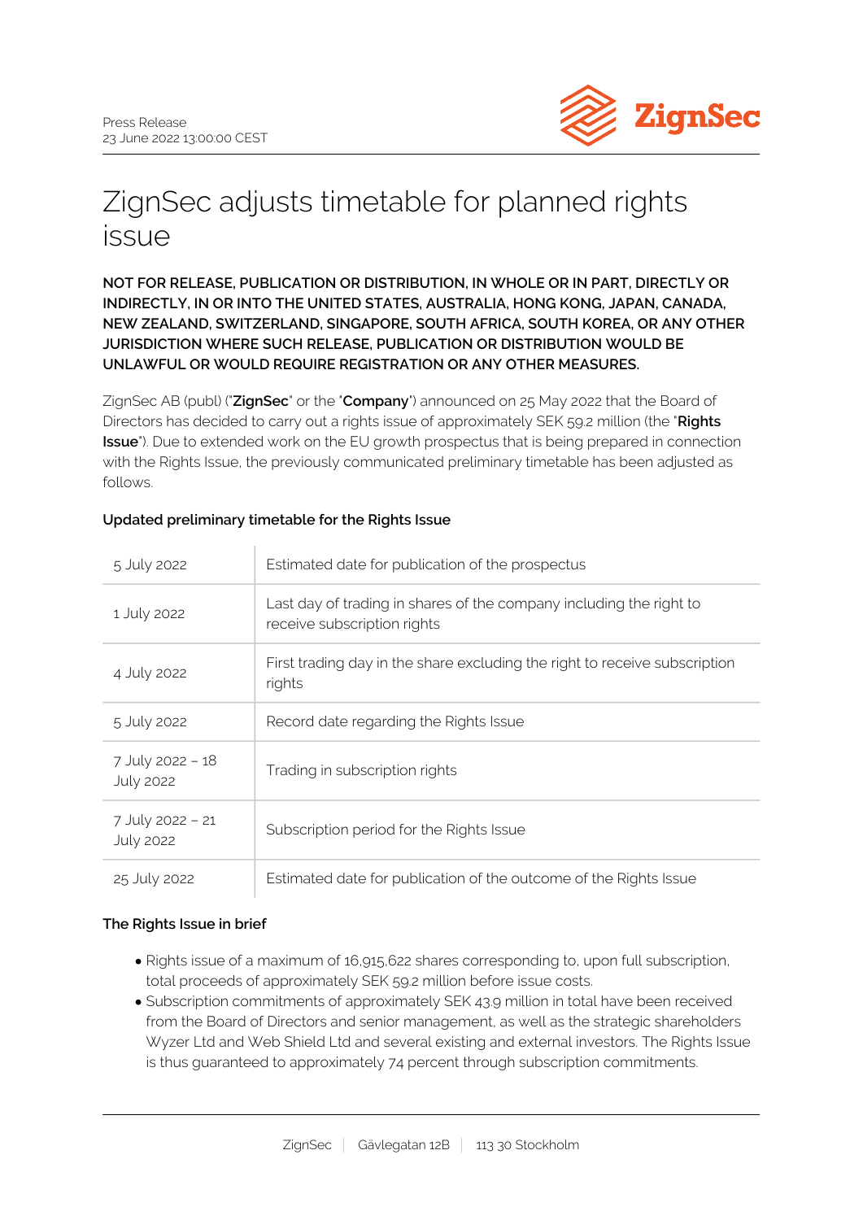Press Release
23 June 2022 13:00:00 CEST

# ZignSec adjusts timetable for planned rights issue

**NOT FOR RELEASE, PUBLICATION OR DISTRIBUTION, IN WHOLE OR IN PART, DIRECTLY OR INDIRECTLY, IN OR INTO THE UNITED STATES, AUSTRALIA, HONG KONG, JAPAN, CANADA, NEW ZEALAND, SWITZERLAND, SINGAPORE, SOUTH AFRICA, SOUTH KOREA, OR ANY OTHER JURISDICTION WHERE SUCH RELEASE, PUBLICATION OR DISTRIBUTION WOULD BE UNLAWFUL OR WOULD REQUIRE REGISTRATION OR ANY OTHER MEASURES.**

ZignSec AB (publ) ("**ZignSec**" or the "**Company**") announced on 25 May 2022 that the Board of Directors has decided to carry out a rights issue of approximately SEK 59.2 million (the "**Rights Issue**"). Due to extended work on the EU growth prospectus that is being prepared in connection with the Rights Issue, the previously communicated preliminary timetable has been adjusted as follows.

**Updated preliminary timetable for the Rights Issue**

| | |
|---|---|
| 5 July 2022 | Estimated date for publication of the prospectus |
| 1 July 2022 | Last day of trading in shares of the company including the right to receive subscription rights |
| 4 July 2022 | First trading day in the share excluding the right to receive subscription rights |
| 5 July 2022 | Record date regarding the Rights Issue |
| 7 July 2022 – 18 July 2022 | Trading in subscription rights |
| 7 July 2022 – 21 July 2022 | Subscription period for the Rights Issue |
| 25 July 2022 | Estimated date for publication of the outcome of the Rights Issue |

**The Rights Issue in brief**

- Rights issue of a maximum of 16,915,622 shares corresponding to, upon full subscription, total proceeds of approximately SEK 59.2 million before issue costs.
- Subscription commitments of approximately SEK 43.9 million in total have been received from the Board of Directors and senior management, as well as the strategic shareholders Wyzer Ltd and Web Shield Ltd and several existing and external investors. The Rights Issue is thus guaranteed to approximately 74 percent through subscription commitments.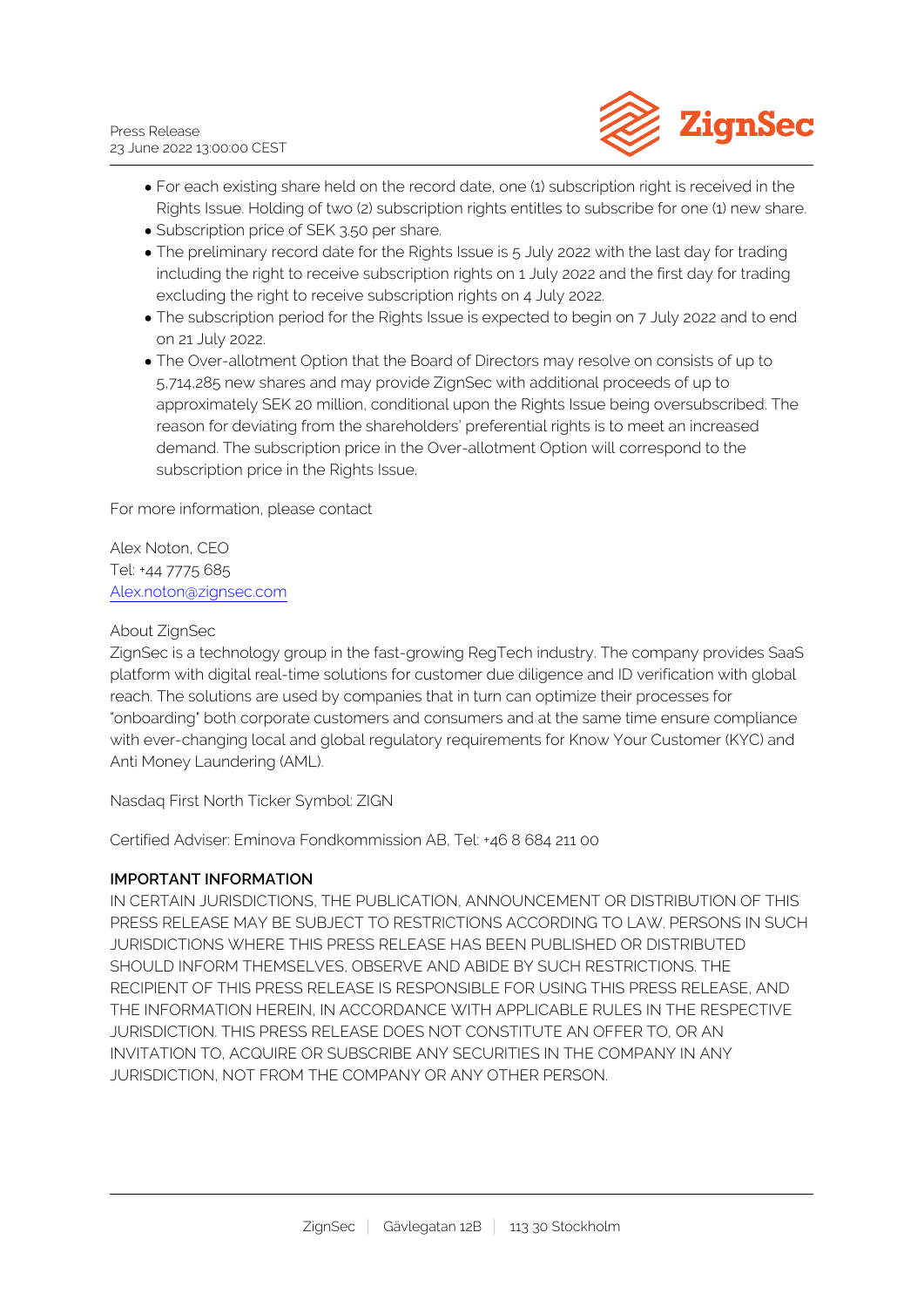- For each existing share held on the record date, one (1) subscription right is received in the Rights Issue. Holding of two (2) subscription rights entitles to subscribe for one (1) new share.
- Subscription price of SEK 3.50 per share.
- The preliminary record date for the Rights Issue is 5 July 2022 with the last day for trading including the right to receive subscription rights on 1 July 2022 and the first day for trading excluding the right to receive subscription rights on 4 July 2022.
- The subscription period for the Rights Issue is expected to begin on 7 July 2022 and to end on 21 July 2022.
- The Over-allotment Option that the Board of Directors may resolve on consists of up to 5,714,285 new shares and may provide ZignSec with additional proceeds of up to approximately SEK 20 million, conditional upon the Rights Issue being oversubscribed. The reason for deviating from the shareholders' preferential rights is to meet an increased demand. The subscription price in the Over-allotment Option will correspond to the subscription price in the Rights Issue.

For more information, please contact

Alex Noton, CEO
Tel: +44 7775 685
Alex.noton@zignsec.com

About ZignSec
ZignSec is a technology group in the fast-growing RegTech industry. The company provides SaaS platform with digital real-time solutions for customer due diligence and ID verification with global reach. The solutions are used by companies that in turn can optimize their processes for "onboarding" both corporate customers and consumers and at the same time ensure compliance with ever-changing local and global regulatory requirements for Know Your Customer (KYC) and Anti Money Laundering (AML).

Nasdaq First North Ticker Symbol: ZIGN

Certified Adviser: Eminova Fondkommission AB, Tel: +46 8 684 211 00

**IMPORTANT INFORMATION**

IN CERTAIN JURISDICTIONS, THE PUBLICATION, ANNOUNCEMENT OR DISTRIBUTION OF THIS PRESS RELEASE MAY BE SUBJECT TO RESTRICTIONS ACCORDING TO LAW. PERSONS IN SUCH JURISDICTIONS WHERE THIS PRESS RELEASE HAS BEEN PUBLISHED OR DISTRIBUTED SHOULD INFORM THEMSELVES, OBSERVE AND ABIDE BY SUCH RESTRICTIONS. THE RECIPIENT OF THIS PRESS RELEASE IS RESPONSIBLE FOR USING THIS PRESS RELEASE, AND THE INFORMATION HEREIN, IN ACCORDANCE WITH APPLICABLE RULES IN THE RESPECTIVE JURISDICTION. THIS PRESS RELEASE DOES NOT CONSTITUTE AN OFFER TO, OR AN INVITATION TO, ACQUIRE OR SUBSCRIBE ANY SECURITIES IN THE COMPANY IN ANY JURISDICTION, NOT FROM THE COMPANY OR ANY OTHER PERSON.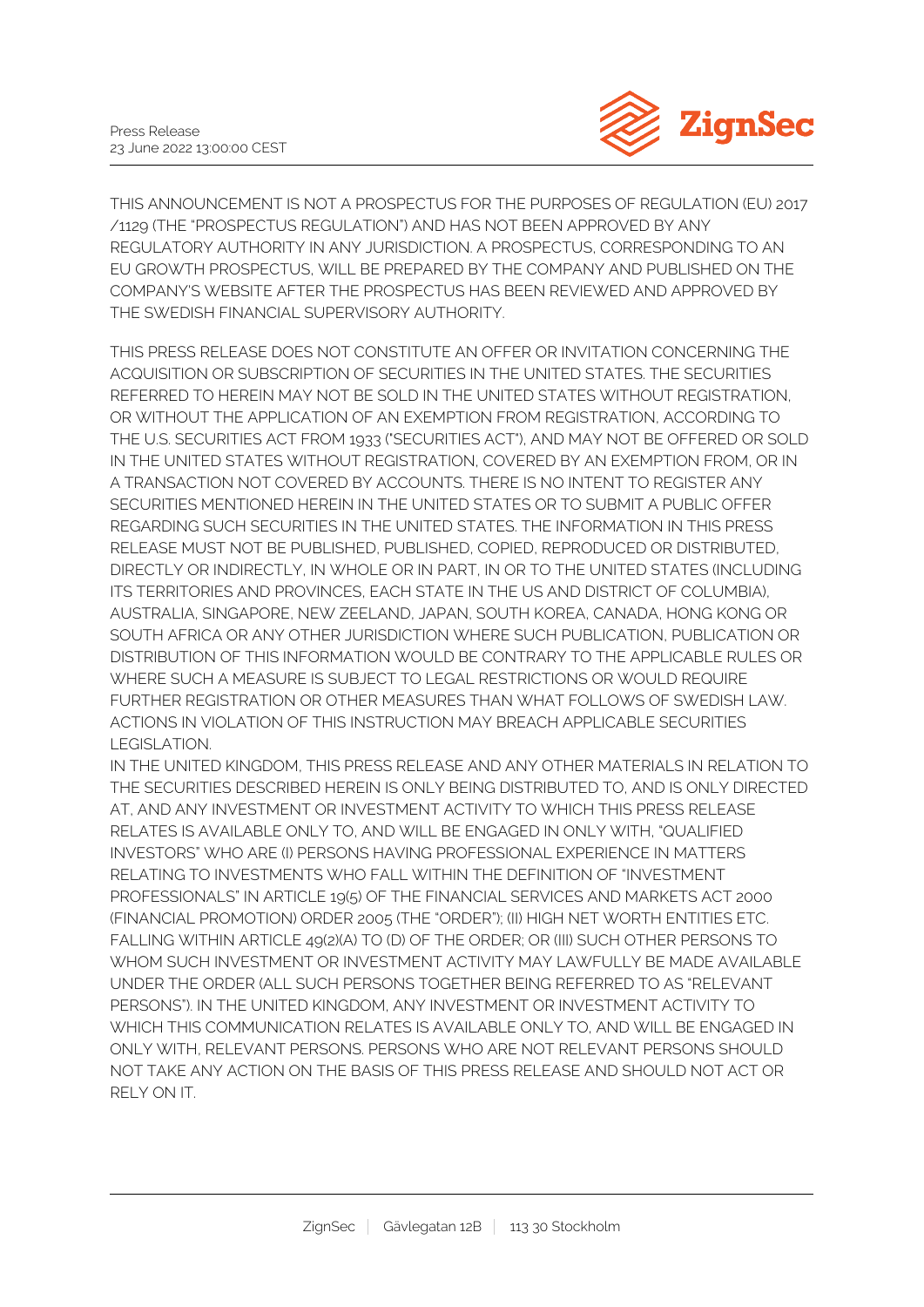THIS ANNOUNCEMENT IS NOT A PROSPECTUS FOR THE PURPOSES OF REGULATION (EU) 2017 /1129 (THE "PROSPECTUS REGULATION") AND HAS NOT BEEN APPROVED BY ANY REGULATORY AUTHORITY IN ANY JURISDICTION. A PROSPECTUS, CORRESPONDING TO AN EU GROWTH PROSPECTUS, WILL BE PREPARED BY THE COMPANY AND PUBLISHED ON THE COMPANY'S WEBSITE AFTER THE PROSPECTUS HAS BEEN REVIEWED AND APPROVED BY THE SWEDISH FINANCIAL SUPERVISORY AUTHORITY.

THIS PRESS RELEASE DOES NOT CONSTITUTE AN OFFER OR INVITATION CONCERNING THE ACQUISITION OR SUBSCRIPTION OF SECURITIES IN THE UNITED STATES. THE SECURITIES REFERRED TO HEREIN MAY NOT BE SOLD IN THE UNITED STATES WITHOUT REGISTRATION, OR WITHOUT THE APPLICATION OF AN EXEMPTION FROM REGISTRATION, ACCORDING TO THE U.S. SECURITIES ACT FROM 1933 ("SECURITIES ACT"), AND MAY NOT BE OFFERED OR SOLD IN THE UNITED STATES WITHOUT REGISTRATION, COVERED BY AN EXEMPTION FROM, OR IN A TRANSACTION NOT COVERED BY ACCOUNTS. THERE IS NO INTENT TO REGISTER ANY SECURITIES MENTIONED HEREIN IN THE UNITED STATES OR TO SUBMIT A PUBLIC OFFER REGARDING SUCH SECURITIES IN THE UNITED STATES. THE INFORMATION IN THIS PRESS RELEASE MUST NOT BE PUBLISHED, PUBLISHED, COPIED, REPRODUCED OR DISTRIBUTED, DIRECTLY OR INDIRECTLY, IN WHOLE OR IN PART, IN OR TO THE UNITED STATES (INCLUDING ITS TERRITORIES AND PROVINCES, EACH STATE IN THE US AND DISTRICT OF COLUMBIA), AUSTRALIA, SINGAPORE, NEW ZEELAND, JAPAN, SOUTH KOREA, CANADA, HONG KONG OR SOUTH AFRICA OR ANY OTHER JURISDICTION WHERE SUCH PUBLICATION, PUBLICATION OR DISTRIBUTION OF THIS INFORMATION WOULD BE CONTRARY TO THE APPLICABLE RULES OR WHERE SUCH A MEASURE IS SUBJECT TO LEGAL RESTRICTIONS OR WOULD REQUIRE FURTHER REGISTRATION OR OTHER MEASURES THAN WHAT FOLLOWS OF SWEDISH LAW. ACTIONS IN VIOLATION OF THIS INSTRUCTION MAY BREACH APPLICABLE SECURITIES LEGISLATION.

IN THE UNITED KINGDOM, THIS PRESS RELEASE AND ANY OTHER MATERIALS IN RELATION TO THE SECURITIES DESCRIBED HEREIN IS ONLY BEING DISTRIBUTED TO, AND IS ONLY DIRECTED AT, AND ANY INVESTMENT OR INVESTMENT ACTIVITY TO WHICH THIS PRESS RELEASE RELATES IS AVAILABLE ONLY TO, AND WILL BE ENGAGED IN ONLY WITH, "QUALIFIED INVESTORS" WHO ARE (I) PERSONS HAVING PROFESSIONAL EXPERIENCE IN MATTERS RELATING TO INVESTMENTS WHO FALL WITHIN THE DEFINITION OF "INVESTMENT PROFESSIONALS" IN ARTICLE 19(5) OF THE FINANCIAL SERVICES AND MARKETS ACT 2000 (FINANCIAL PROMOTION) ORDER 2005 (THE "ORDER"); (II) HIGH NET WORTH ENTITIES ETC. FALLING WITHIN ARTICLE 49(2)(A) TO (D) OF THE ORDER; OR (III) SUCH OTHER PERSONS TO WHOM SUCH INVESTMENT OR INVESTMENT ACTIVITY MAY LAWFULLY BE MADE AVAILABLE UNDER THE ORDER (ALL SUCH PERSONS TOGETHER BEING REFERRED TO AS "RELEVANT PERSONS"). IN THE UNITED KINGDOM, ANY INVESTMENT OR INVESTMENT ACTIVITY TO WHICH THIS COMMUNICATION RELATES IS AVAILABLE ONLY TO, AND WILL BE ENGAGED IN ONLY WITH, RELEVANT PERSONS. PERSONS WHO ARE NOT RELEVANT PERSONS SHOULD NOT TAKE ANY ACTION ON THE BASIS OF THIS PRESS RELEASE AND SHOULD NOT ACT OR RELY ON IT.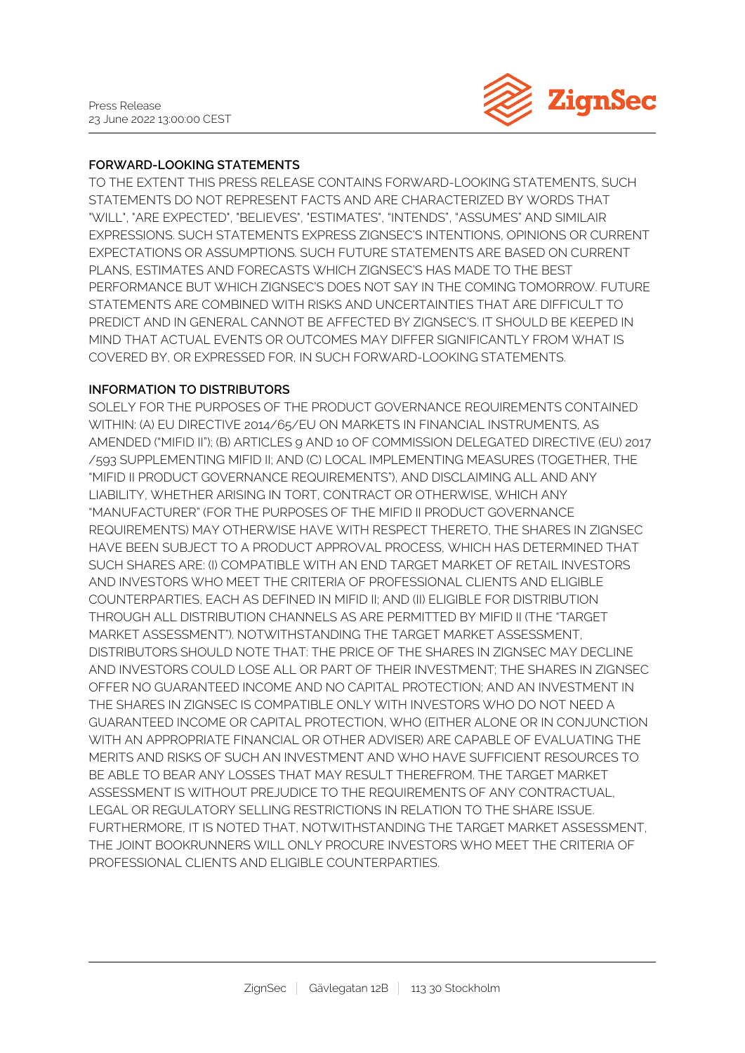## FORWARD-LOOKING STATEMENTS

TO THE EXTENT THIS PRESS RELEASE CONTAINS FORWARD-LOOKING STATEMENTS, SUCH STATEMENTS DO NOT REPRESENT FACTS AND ARE CHARACTERIZED BY WORDS THAT "WILL", "ARE EXPECTED", "BELIEVES", "ESTIMATES", "INTENDS", "ASSUMES" AND SIMILAIR EXPRESSIONS. SUCH STATEMENTS EXPRESS ZIGNSEC'S INTENTIONS, OPINIONS OR CURRENT EXPECTATIONS OR ASSUMPTIONS. SUCH FUTURE STATEMENTS ARE BASED ON CURRENT PLANS, ESTIMATES AND FORECASTS WHICH ZIGNSEC'S HAS MADE TO THE BEST PERFORMANCE BUT WHICH ZIGNSEC'S DOES NOT SAY IN THE COMING TOMORROW. FUTURE STATEMENTS ARE COMBINED WITH RISKS AND UNCERTAINTIES THAT ARE DIFFICULT TO PREDICT AND IN GENERAL CANNOT BE AFFECTED BY ZIGNSEC'S. IT SHOULD BE KEEPED IN MIND THAT ACTUAL EVENTS OR OUTCOMES MAY DIFFER SIGNIFICANTLY FROM WHAT IS COVERED BY, OR EXPRESSED FOR, IN SUCH FORWARD-LOOKING STATEMENTS.

## INFORMATION TO DISTRIBUTORS

SOLELY FOR THE PURPOSES OF THE PRODUCT GOVERNANCE REQUIREMENTS CONTAINED WITHIN: (A) EU DIRECTIVE 2014/65/EU ON MARKETS IN FINANCIAL INSTRUMENTS, AS AMENDED ("MIFID II"); (B) ARTICLES 9 AND 10 OF COMMISSION DELEGATED DIRECTIVE (EU) 2017/593 SUPPLEMENTING MIFID II; AND (C) LOCAL IMPLEMENTING MEASURES (TOGETHER, THE "MIFID II PRODUCT GOVERNANCE REQUIREMENTS"), AND DISCLAIMING ALL AND ANY LIABILITY, WHETHER ARISING IN TORT, CONTRACT OR OTHERWISE, WHICH ANY "MANUFACTURER" (FOR THE PURPOSES OF THE MIFID II PRODUCT GOVERNANCE REQUIREMENTS) MAY OTHERWISE HAVE WITH RESPECT THERETO, THE SHARES IN ZIGNSEC HAVE BEEN SUBJECT TO A PRODUCT APPROVAL PROCESS, WHICH HAS DETERMINED THAT SUCH SHARES ARE: (I) COMPATIBLE WITH AN END TARGET MARKET OF RETAIL INVESTORS AND INVESTORS WHO MEET THE CRITERIA OF PROFESSIONAL CLIENTS AND ELIGIBLE COUNTERPARTIES, EACH AS DEFINED IN MIFID II; AND (II) ELIGIBLE FOR DISTRIBUTION THROUGH ALL DISTRIBUTION CHANNELS AS ARE PERMITTED BY MIFID II (THE "TARGET MARKET ASSESSMENT"). NOTWITHSTANDING THE TARGET MARKET ASSESSMENT, DISTRIBUTORS SHOULD NOTE THAT: THE PRICE OF THE SHARES IN ZIGNSEC MAY DECLINE AND INVESTORS COULD LOSE ALL OR PART OF THEIR INVESTMENT; THE SHARES IN ZIGNSEC OFFER NO GUARANTEED INCOME AND NO CAPITAL PROTECTION; AND AN INVESTMENT IN THE SHARES IN ZIGNSEC IS COMPATIBLE ONLY WITH INVESTORS WHO DO NOT NEED A GUARANTEED INCOME OR CAPITAL PROTECTION, WHO (EITHER ALONE OR IN CONJUNCTION WITH AN APPROPRIATE FINANCIAL OR OTHER ADVISER) ARE CAPABLE OF EVALUATING THE MERITS AND RISKS OF SUCH AN INVESTMENT AND WHO HAVE SUFFICIENT RESOURCES TO BE ABLE TO BEAR ANY LOSSES THAT MAY RESULT THEREFROM. THE TARGET MARKET ASSESSMENT IS WITHOUT PREJUDICE TO THE REQUIREMENTS OF ANY CONTRACTUAL, LEGAL OR REGULATORY SELLING RESTRICTIONS IN RELATION TO THE SHARE ISSUE. FURTHERMORE, IT IS NOTED THAT, NOTWITHSTANDING THE TARGET MARKET ASSESSMENT, THE JOINT BOOKRUNNERS WILL ONLY PROCURE INVESTORS WHO MEET THE CRITERIA OF PROFESSIONAL CLIENTS AND ELIGIBLE COUNTERPARTIES.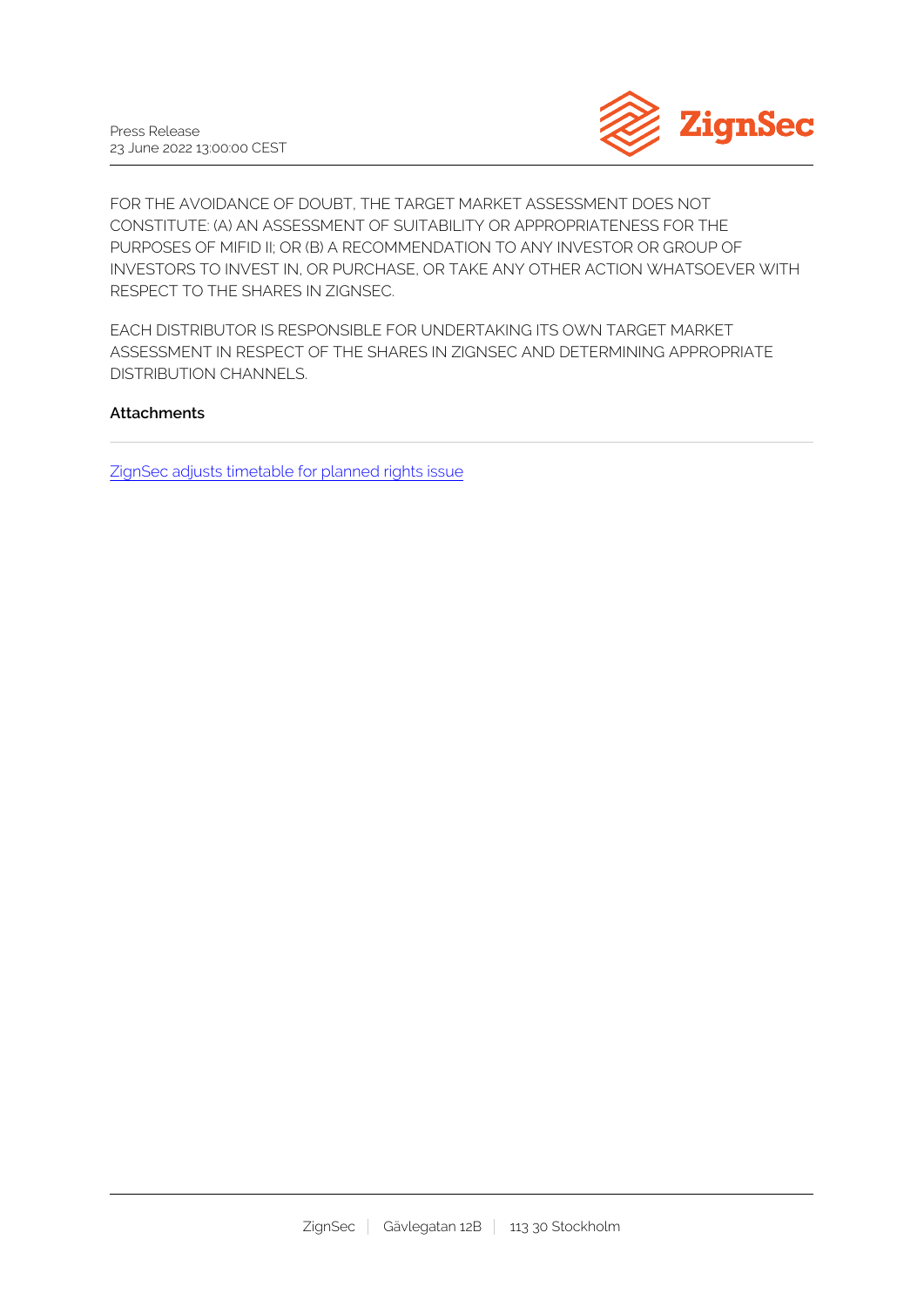FOR THE AVOIDANCE OF DOUBT, THE TARGET MARKET ASSESSMENT DOES NOT CONSTITUTE: (A) AN ASSESSMENT OF SUITABILITY OR APPROPRIATENESS FOR THE PURPOSES OF MIFID II; OR (B) A RECOMMENDATION TO ANY INVESTOR OR GROUP OF INVESTORS TO INVEST IN, OR PURCHASE, OR TAKE ANY OTHER ACTION WHATSOEVER WITH RESPECT TO THE SHARES IN ZIGNSEC.

EACH DISTRIBUTOR IS RESPONSIBLE FOR UNDERTAKING ITS OWN TARGET MARKET ASSESSMENT IN RESPECT OF THE SHARES IN ZIGNSEC AND DETERMINING APPROPRIATE DISTRIBUTION CHANNELS.

**Attachments**

---

ZignSec adjusts timetable for planned rights issue